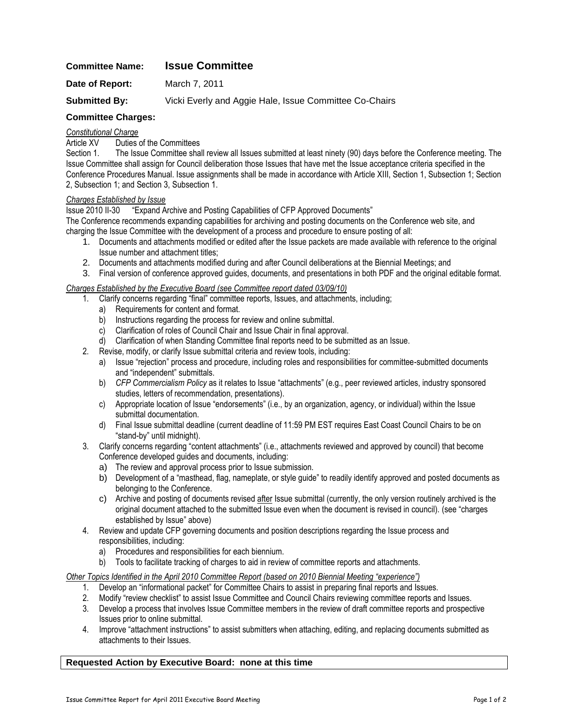**Committee Name:** **Issue Committee**

**Date of Report:** March 7, 2011

**Submitted By:** Vicki Everly and Aggie Hale, Issue Committee Co-Chairs

**Committee Charges:**

*Constitutional Charge*

Article XV Duties of the Committees

Section 1. The Issue Committee shall review all Issues submitted at least ninety (90) days before the Conference meeting. The Issue Committee shall assign for Council deliberation those Issues that have met the Issue acceptance criteria specified in the Conference Procedures Manual. Issue assignments shall be made in accordance with Article XIII, Section 1, Subsection 1; Section 2, Subsection 1; and Section 3, Subsection 1.

*Charges Established by Issue*

Issue 2010 II-30 "Expand Archive and Posting Capabilities of CFP Approved Documents"

The Conference recommends expanding capabilities for archiving and posting documents on the Conference web site, and charging the Issue Committee with the development of a process and procedure to ensure posting of all:

1. Documents and attachments modified or edited after the Issue packets are made available with reference to the original Issue number and attachment titles;
2. Documents and attachments modified during and after Council deliberations at the Biennial Meetings; and
3. Final version of conference approved guides, documents, and presentations in both PDF and the original editable format.

*Charges Established by the Executive Board (see Committee report dated 03/09/10)*

1. Clarify concerns regarding "final" committee reports, Issues, and attachments, including;
   a) Requirements for content and format.
   b) Instructions regarding the process for review and online submittal.
   c) Clarification of roles of Council Chair and Issue Chair in final approval.
   d) Clarification of when Standing Committee final reports need to be submitted as an Issue.
2. Revise, modify, or clarify Issue submittal criteria and review tools, including:
   a) Issue "rejection" process and procedure, including roles and responsibilities for committee-submitted documents and "independent" submittals.
   b) *CFP Commercialism Policy* as it relates to Issue "attachments" (e.g., peer reviewed articles, industry sponsored studies, letters of recommendation, presentations).
   c) Appropriate location of Issue "endorsements" (i.e., by an organization, agency, or individual) within the Issue submittal documentation.
   d) Final Issue submittal deadline (current deadline of 11:59 PM EST requires East Coast Council Chairs to be on "stand-by" until midnight).
3. Clarify concerns regarding "content attachments" (i.e., attachments reviewed and approved by council) that become Conference developed guides and documents, including:
   a) The review and approval process prior to Issue submission.
   b) Development of a "masthead, flag, nameplate, or style guide" to readily identify approved and posted documents as belonging to the Conference.
   c) Archive and posting of documents revised after Issue submittal (currently, the only version routinely archived is the original document attached to the submitted Issue even when the document is revised in council). (see "charges established by Issue" above)
4. Review and update CFP governing documents and position descriptions regarding the Issue process and responsibilities, including:
   a) Procedures and responsibilities for each biennium.
   b) Tools to facilitate tracking of charges to aid in review of committee reports and attachments.

*Other Topics Identified in the April 2010 Committee Report (based on 2010 Biennial Meeting "experience")*

1. Develop an "informational packet" for Committee Chairs to assist in preparing final reports and Issues.
2. Modify "review checklist" to assist Issue Committee and Council Chairs reviewing committee reports and Issues.
3. Develop a process that involves Issue Committee members in the review of draft committee reports and prospective Issues prior to online submittal.
4. Improve "attachment instructions" to assist submitters when attaching, editing, and replacing documents submitted as attachments to their Issues.

**Requested Action by Executive Board: none at this time**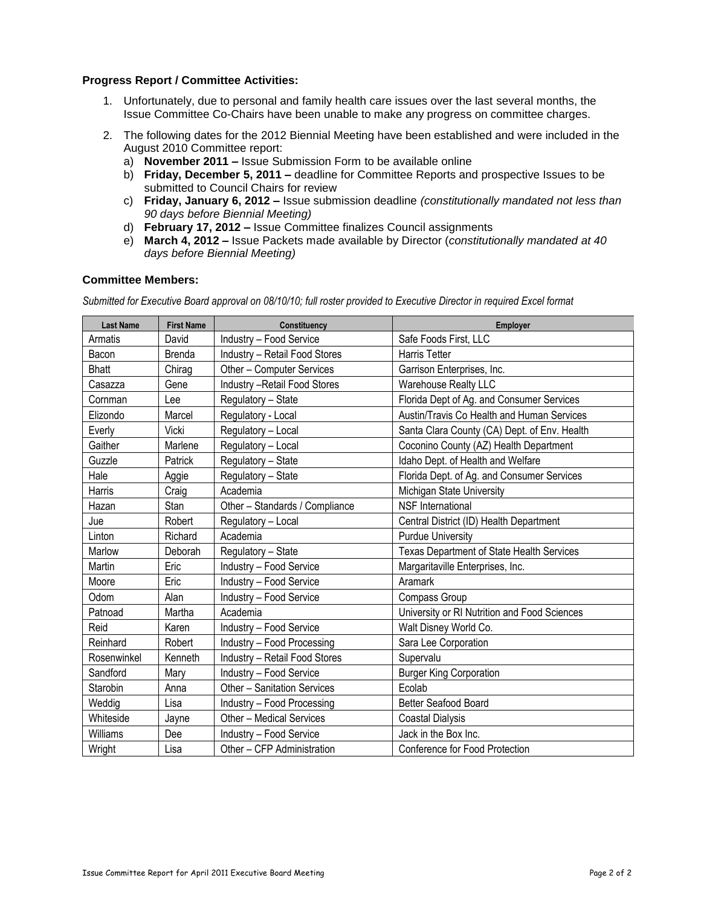**Progress Report / Committee Activities:**

1. Unfortunately, due to personal and family health care issues over the last several months, the Issue Committee Co-Chairs have been unable to make any progress on committee charges.

2. The following dates for the 2012 Biennial Meeting have been established and were included in the August 2010 Committee report:
   a) **November 2011 –** Issue Submission Form to be available online
   b) **Friday, December 5, 2011 –** deadline for Committee Reports and prospective Issues to be submitted to Council Chairs for review
   c) **Friday, January 6, 2012 –** Issue submission deadline *(constitutionally mandated not less than 90 days before Biennial Meeting)*
   d) **February 17, 2012 –** Issue Committee finalizes Council assignments
   e) **March 4, 2012 –** Issue Packets made available by Director (*constitutionally mandated at 40 days before Biennial Meeting)*

**Committee Members:**

*Submitted for Executive Board approval on 08/10/10; full roster provided to Executive Director in required Excel format*

| Last Name | First Name | Constituency | Employer |
|---|---|---|---|
| Armatis | David | Industry – Food Service | Safe Foods First, LLC |
| Bacon | Brenda | Industry – Retail Food Stores | Harris Tetter |
| Bhatt | Chirag | Other – Computer Services | Garrison Enterprises, Inc. |
| Casazza | Gene | Industry –Retail Food Stores | Warehouse Realty LLC |
| Cornman | Lee | Regulatory – State | Florida Dept of Ag. and Consumer Services |
| Elizondo | Marcel | Regulatory - Local | Austin/Travis Co Health and Human Services |
| Everly | Vicki | Regulatory – Local | Santa Clara County (CA) Dept. of Env. Health |
| Gaither | Marlene | Regulatory – Local | Coconino County (AZ) Health Department |
| Guzzle | Patrick | Regulatory – State | Idaho Dept. of Health and Welfare |
| Hale | Aggie | Regulatory – State | Florida Dept. of Ag. and Consumer Services |
| Harris | Craig | Academia | Michigan State University |
| Hazan | Stan | Other – Standards / Compliance | NSF International |
| Jue | Robert | Regulatory – Local | Central District (ID) Health Department |
| Linton | Richard | Academia | Purdue University |
| Marlow | Deborah | Regulatory – State | Texas Department of State Health Services |
| Martin | Eric | Industry – Food Service | Margaritaville Enterprises, Inc. |
| Moore | Eric | Industry – Food Service | Aramark |
| Odom | Alan | Industry – Food Service | Compass Group |
| Patnoad | Martha | Academia | University or RI Nutrition and Food Sciences |
| Reid | Karen | Industry – Food Service | Walt Disney World Co. |
| Reinhard | Robert | Industry – Food Processing | Sara Lee Corporation |
| Rosenwinkel | Kenneth | Industry – Retail Food Stores | Supervalu |
| Sandford | Mary | Industry – Food Service | Burger King Corporation |
| Starobin | Anna | Other – Sanitation Services | Ecolab |
| Weddig | Lisa | Industry – Food Processing | Better Seafood Board |
| Whiteside | Jayne | Other – Medical Services | Coastal Dialysis |
| Williams | Dee | Industry – Food Service | Jack in the Box Inc. |
| Wright | Lisa | Other – CFP Administration | Conference for Food Protection |